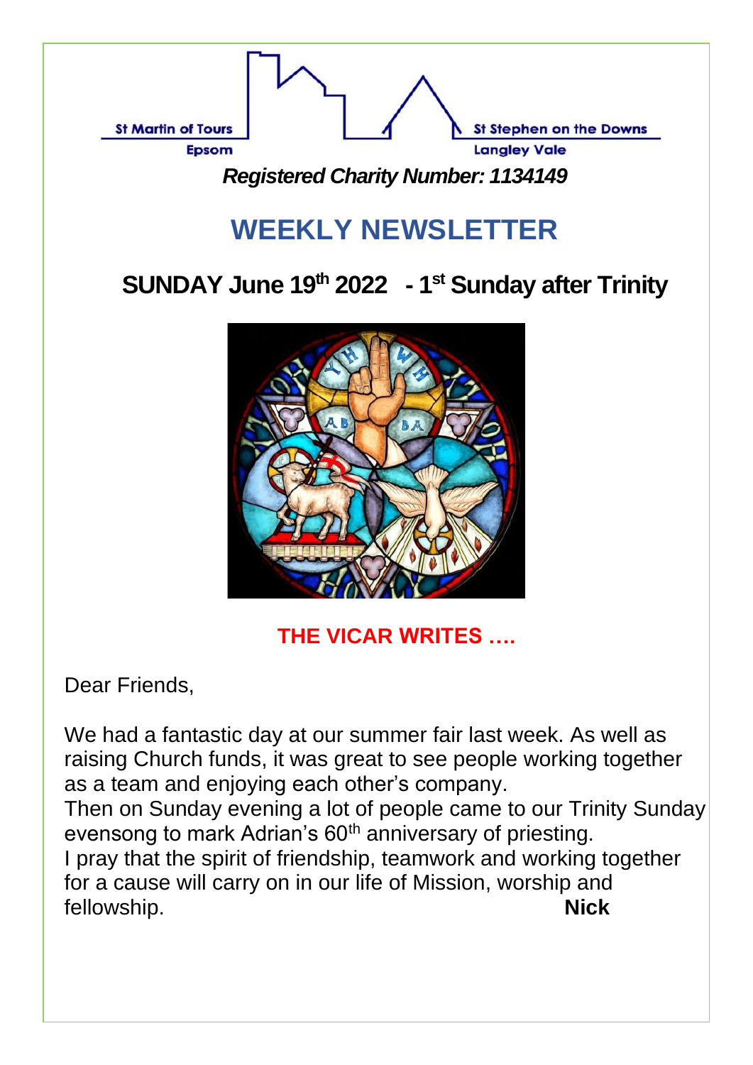St Martin of Tours
Epsom

St Stephen on the Downs
Langley Vale

***Registered Charity Number: 1134149***

# WEEKLY NEWSLETTER

## SUNDAY June 19th 2022 - 1st Sunday after Trinity

## THE VICAR WRITES ….

Dear Friends,

We had a fantastic day at our summer fair last week. As well as raising Church funds, it was great to see people working together as a team and enjoying each other's company.
Then on Sunday evening a lot of people came to our Trinity Sunday evensong to mark Adrian's 60th anniversary of priesting.
I pray that the spirit of friendship, teamwork and working together for a cause will carry on in our life of Mission, worship and fellowship. **Nick**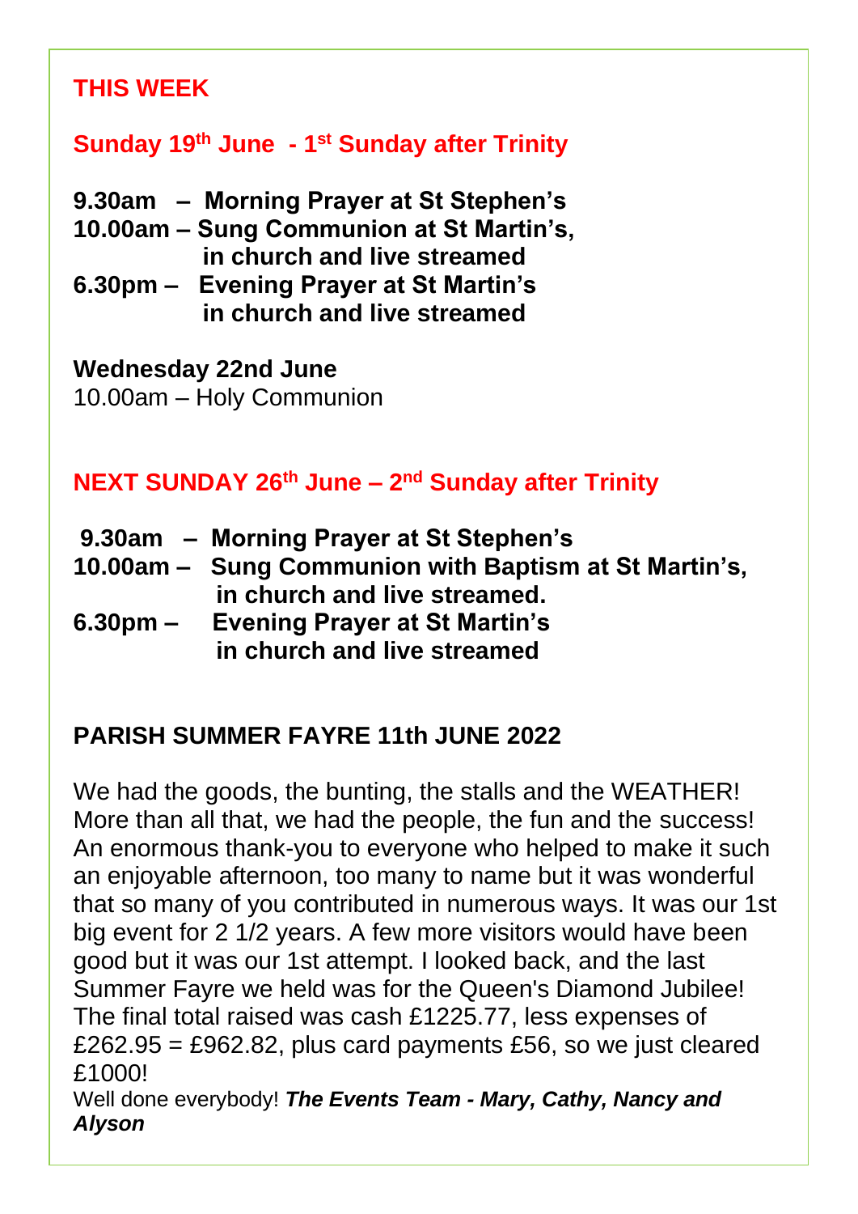## THIS WEEK

### Sunday 19th June - 1st Sunday after Trinity

**9.30am – Morning Prayer at St Stephen's**
**10.00am – Sung Communion at St Martin's, in church and live streamed**
**6.30pm – Evening Prayer at St Martin's in church and live streamed**

**Wednesday 22nd June**
10.00am – Holy Communion

### NEXT SUNDAY 26th June – 2nd Sunday after Trinity

**9.30am – Morning Prayer at St Stephen's**
**10.00am – Sung Communion with Baptism at St Martin's, in church and live streamed.**
**6.30pm – Evening Prayer at St Martin's in church and live streamed**

## PARISH SUMMER FAYRE 11th JUNE 2022

We had the goods, the bunting, the stalls and the WEATHER! More than all that, we had the people, the fun and the success! An enormous thank-you to everyone who helped to make it such an enjoyable afternoon, too many to name but it was wonderful that so many of you contributed in numerous ways. It was our 1st big event for 2 1/2 years. A few more visitors would have been good but it was our 1st attempt. I looked back, and the last Summer Fayre we held was for the Queen's Diamond Jubilee! The final total raised was cash £1225.77, less expenses of £262.95 = £962.82, plus card payments £56, so we just cleared £1000!

Well done everybody! ***The Events Team - Mary, Cathy, Nancy and Alyson***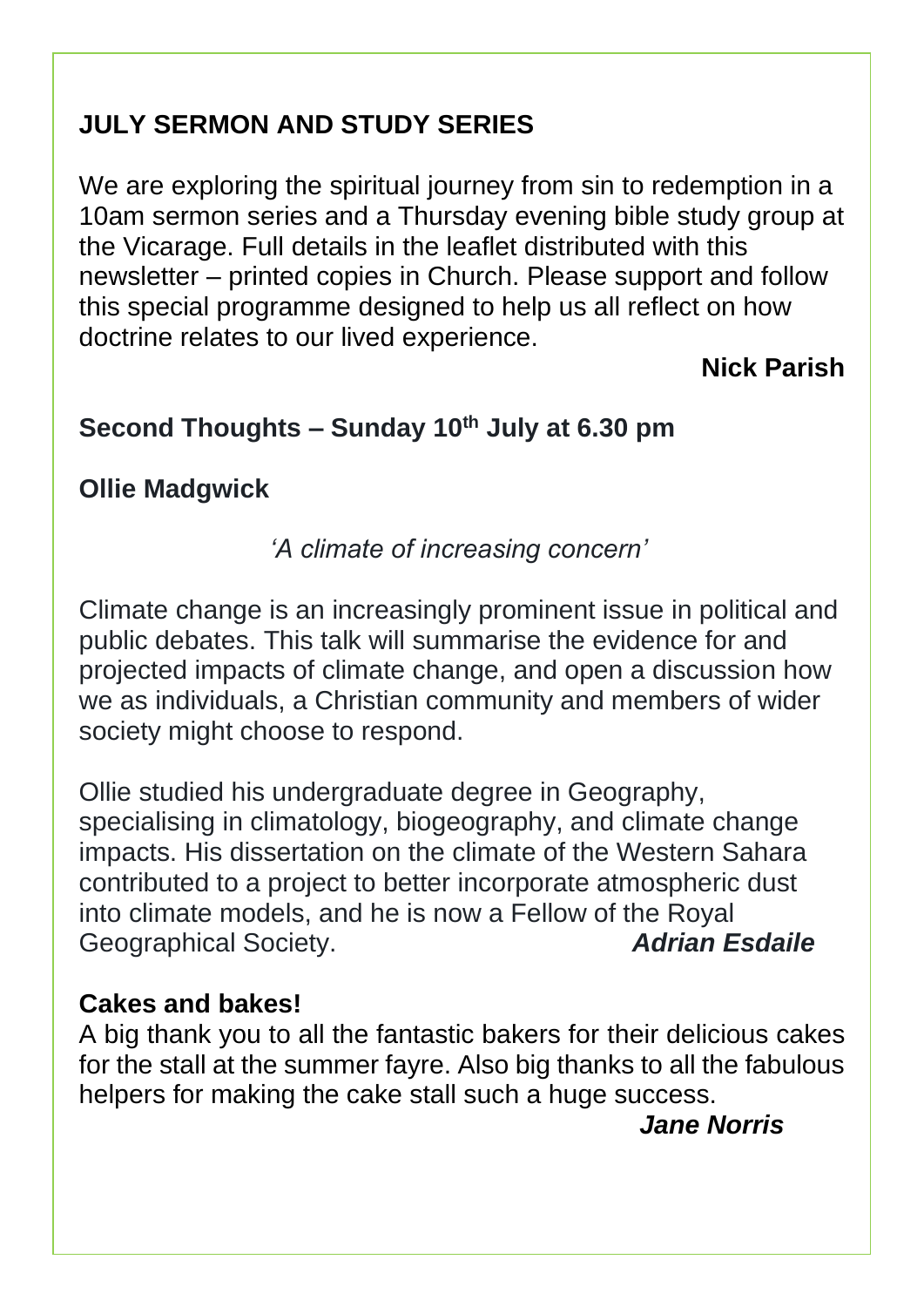## JULY SERMON AND STUDY SERIES

We are exploring the spiritual journey from sin to redemption in a 10am sermon series and a Thursday evening bible study group at the Vicarage. Full details in the leaflet distributed with this newsletter – printed copies in Church. Please support and follow this special programme designed to help us all reflect on how doctrine relates to our lived experience.

**Nick Parish**

## Second Thoughts – Sunday 10th July at 6.30 pm

**Ollie Madgwick**

*'A climate of increasing concern'*

Climate change is an increasingly prominent issue in political and public debates. This talk will summarise the evidence for and projected impacts of climate change, and open a discussion how we as individuals, a Christian community and members of wider society might choose to respond.

Ollie studied his undergraduate degree in Geography, specialising in climatology, biogeography, and climate change impacts. His dissertation on the climate of the Western Sahara contributed to a project to better incorporate atmospheric dust into climate models, and he is now a Fellow of the Royal Geographical Society.

***Adrian Esdaile***

## Cakes and bakes!

A big thank you to all the fantastic bakers for their delicious cakes for the stall at the summer fayre. Also big thanks to all the fabulous helpers for making the cake stall such a huge success.

***Jane Norris***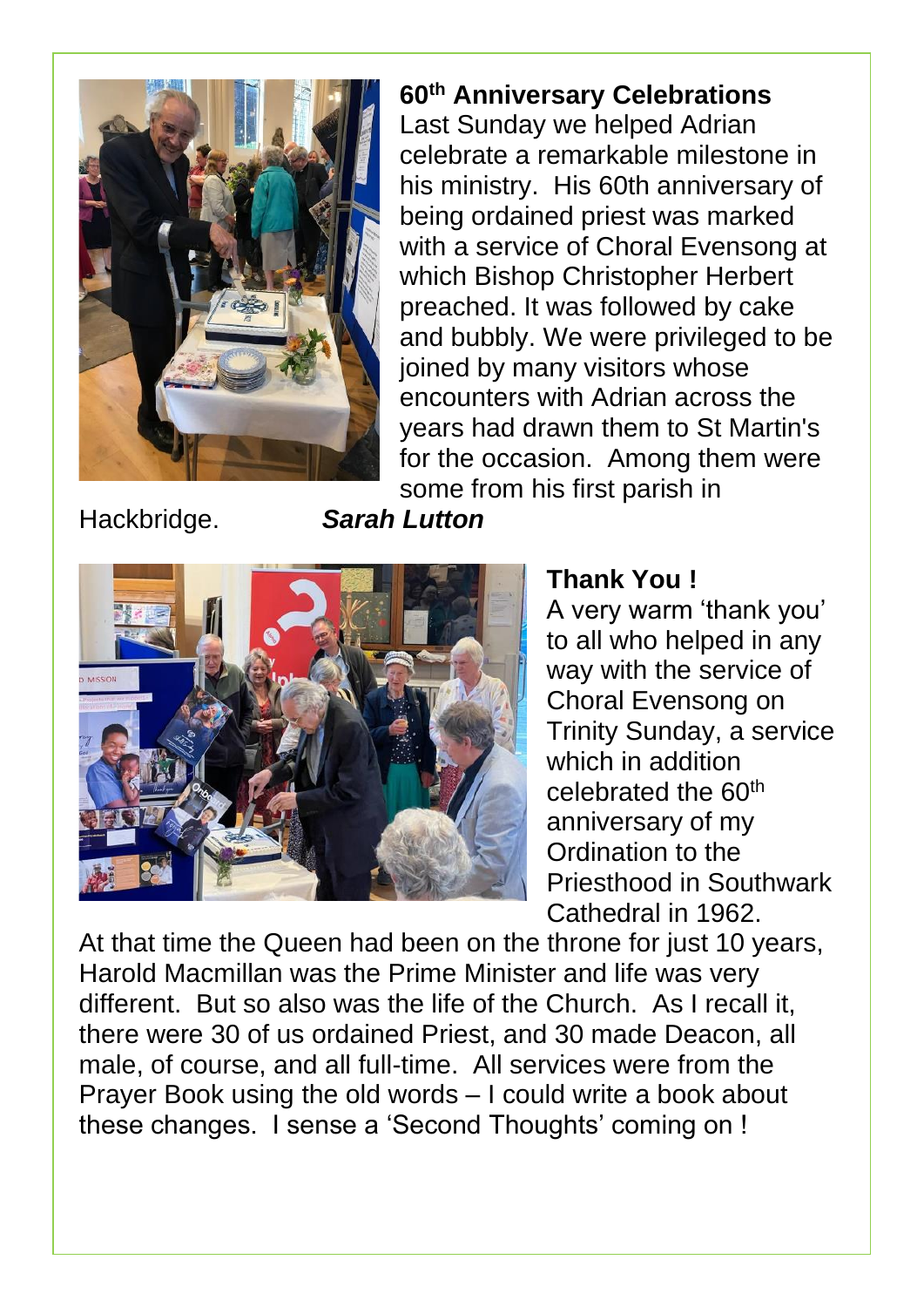## 60th Anniversary Celebrations

Last Sunday we helped Adrian celebrate a remarkable milestone in his ministry. His 60th anniversary of being ordained priest was marked with a service of Choral Evensong at which Bishop Christopher Herbert preached. It was followed by cake and bubbly. We were privileged to be joined by many visitors whose encounters with Adrian across the years had drawn them to St Martin's for the occasion. Among them were some from his first parish in Hackbridge. ***Sarah Lutton***

## Thank You !

A very warm 'thank you' to all who helped in any way with the service of Choral Evensong on Trinity Sunday, a service which in addition celebrated the 60th anniversary of my Ordination to the Priesthood in Southwark Cathedral in 1962.

At that time the Queen had been on the throne for just 10 years, Harold Macmillan was the Prime Minister and life was very different. But so also was the life of the Church. As I recall it, there were 30 of us ordained Priest, and 30 made Deacon, all male, of course, and all full-time. All services were from the Prayer Book using the old words – I could write a book about these changes. I sense a 'Second Thoughts' coming on !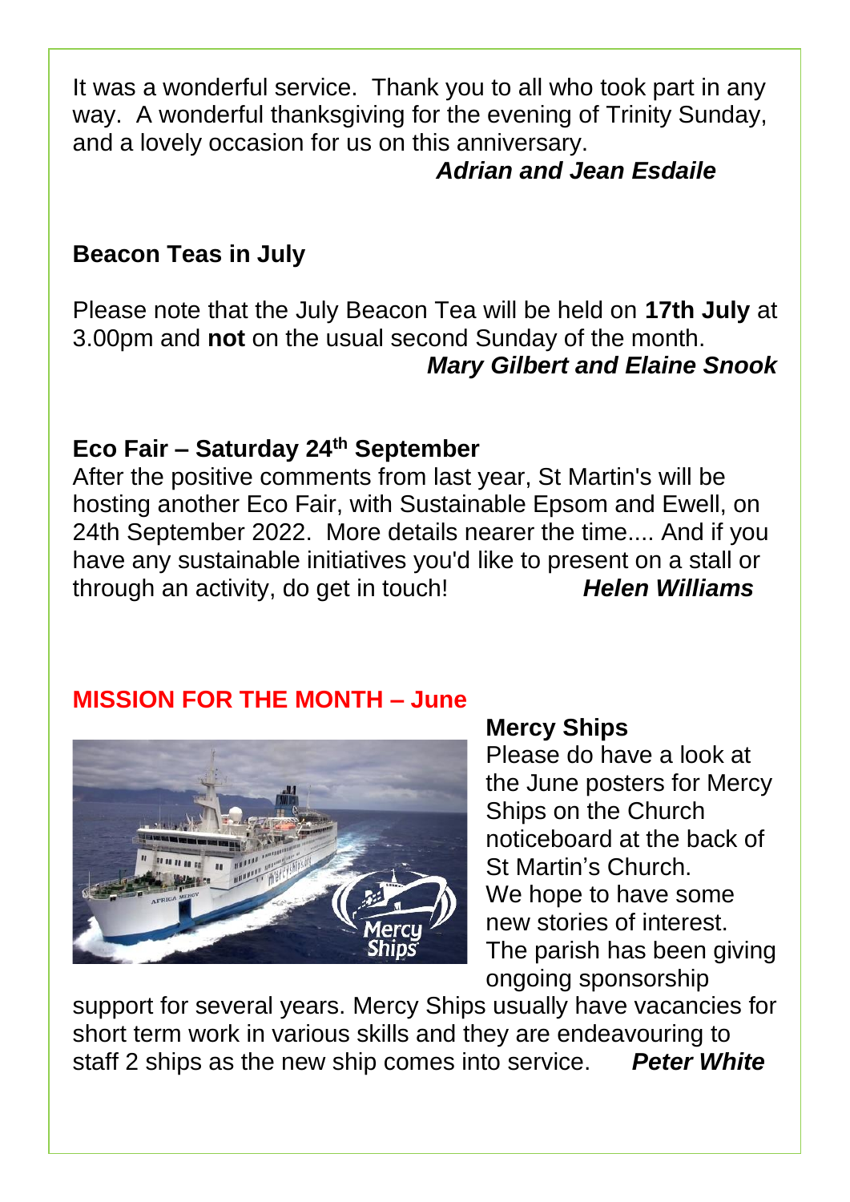It was a wonderful service. Thank you to all who took part in any way. A wonderful thanksgiving for the evening of Trinity Sunday, and a lovely occasion for us on this anniversary.

***Adrian and Jean Esdaile***

## Beacon Teas in July

Please note that the July Beacon Tea will be held on **17th July** at 3.00pm and **not** on the usual second Sunday of the month.

***Mary Gilbert and Elaine Snook***

## Eco Fair – Saturday 24th September

After the positive comments from last year, St Martin's will be hosting another Eco Fair, with Sustainable Epsom and Ewell, on 24th September 2022. More details nearer the time.... And if you have any sustainable initiatives you'd like to present on a stall or through an activity, do get in touch! ***Helen Williams***

## MISSION FOR THE MONTH – June

### Mercy Ships

Please do have a look at the June posters for Mercy Ships on the Church noticeboard at the back of St Martin's Church. We hope to have some new stories of interest. The parish has been giving ongoing sponsorship support for several years. Mercy Ships usually have vacancies for short term work in various skills and they are endeavouring to staff 2 ships as the new ship comes into service. ***Peter White***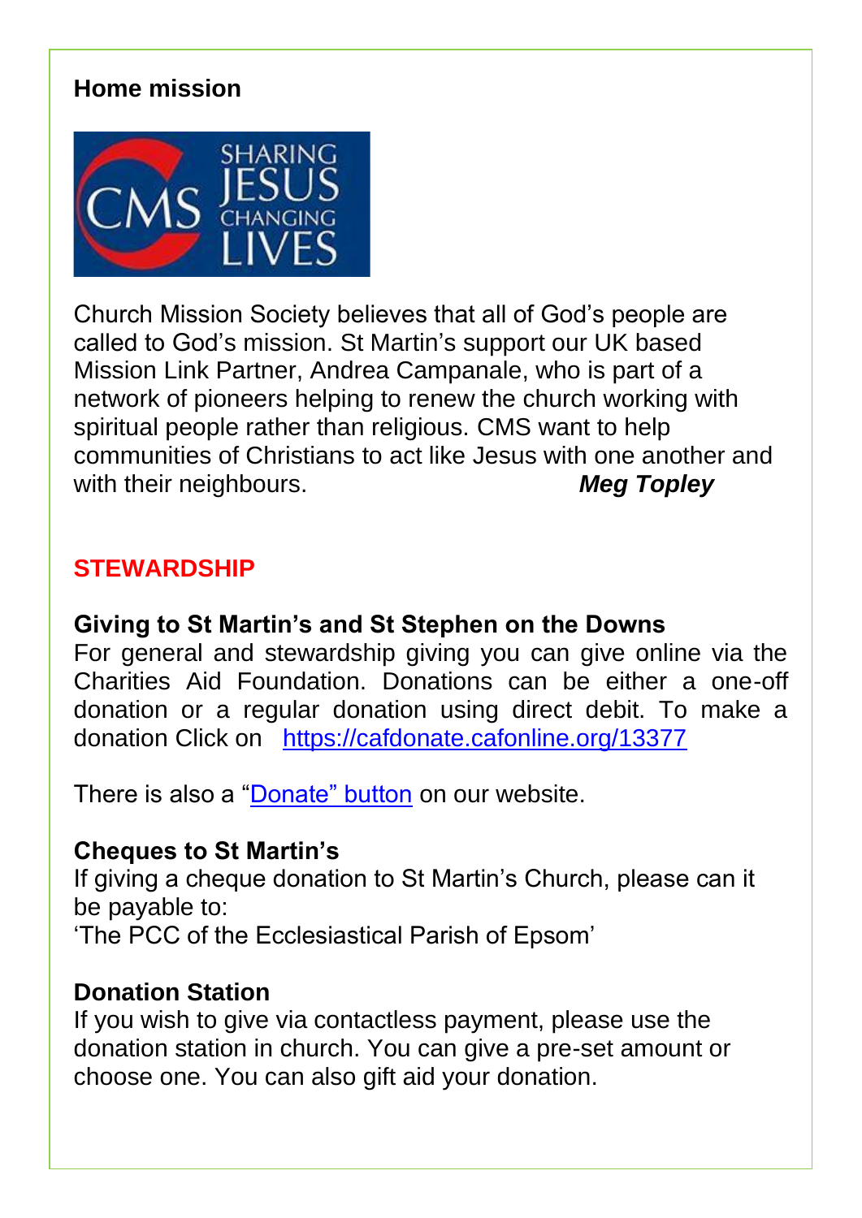## Home mission

Church Mission Society believes that all of God's people are called to God's mission. St Martin's support our UK based Mission Link Partner, Andrea Campanale, who is part of a network of pioneers helping to renew the church working with spiritual people rather than religious. CMS want to help communities of Christians to act like Jesus with one another and with their neighbours. ***Meg Topley***

## STEWARDSHIP

### Giving to St Martin's and St Stephen on the Downs

For general and stewardship giving you can give online via the Charities Aid Foundation. Donations can be either a one-off donation or a regular donation using direct debit. To make a donation Click on https://cafdonate.cafonline.org/13377

There is also a "Donate" button on our website.

### Cheques to St Martin's

If giving a cheque donation to St Martin's Church, please can it be payable to:
'The PCC of the Ecclesiastical Parish of Epsom'

### Donation Station

If you wish to give via contactless payment, please use the donation station in church. You can give a pre-set amount or choose one. You can also gift aid your donation.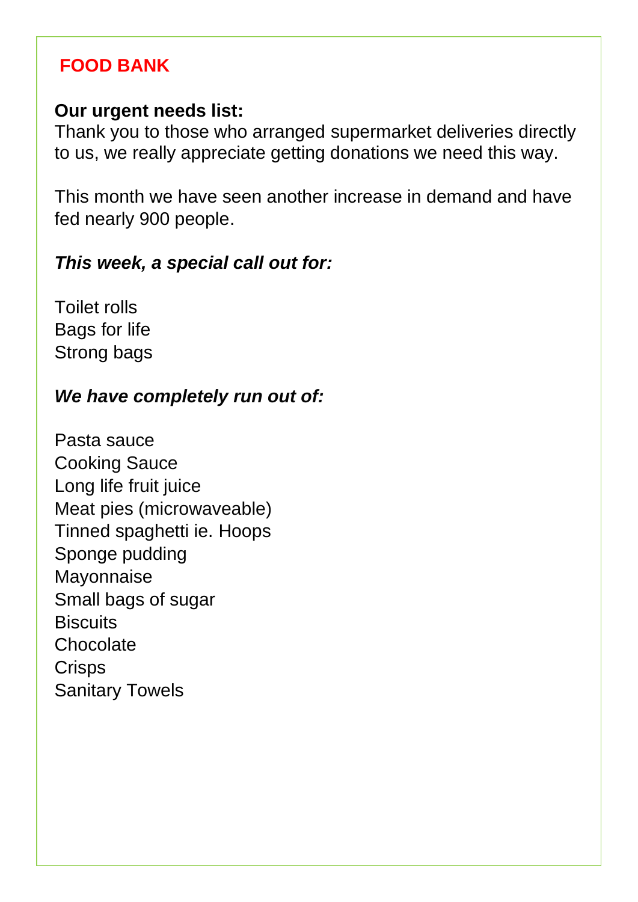## FOOD BANK

**Our urgent needs list:**
Thank you to those who arranged supermarket deliveries directly to us, we really appreciate getting donations we need this way.

This month we have seen another increase in demand and have fed nearly 900 people.

***This week, a special call out for:***

Toilet rolls
Bags for life
Strong bags

***We have completely run out of:***

Pasta sauce
Cooking Sauce
Long life fruit juice
Meat pies (microwaveable)
Tinned spaghetti ie. Hoops
Sponge pudding
Mayonnaise
Small bags of sugar
Biscuits
Chocolate
Crisps
Sanitary Towels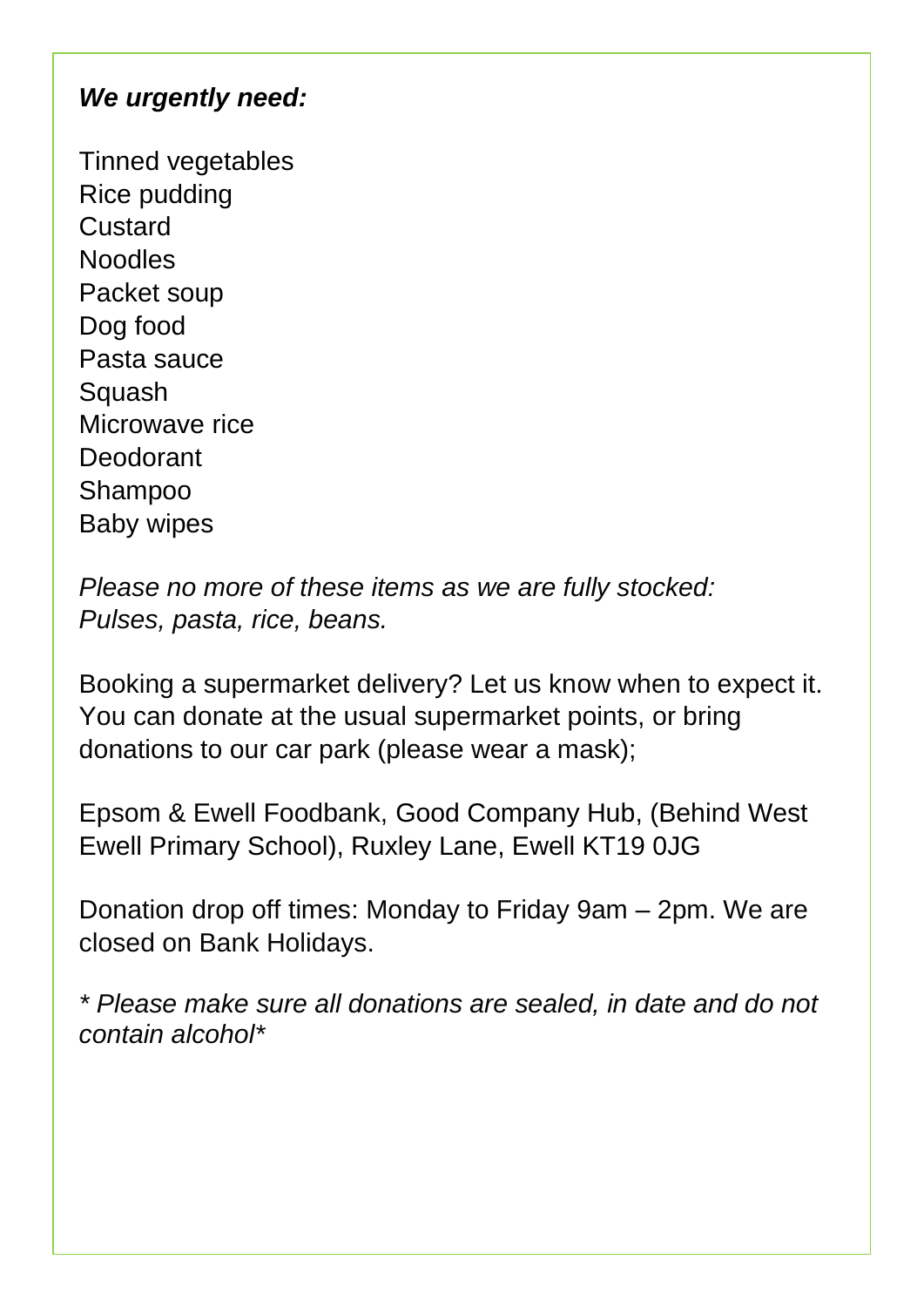***We urgently need:***

Tinned vegetables
Rice pudding
Custard
Noodles
Packet soup
Dog food
Pasta sauce
Squash
Microwave rice
Deodorant
Shampoo
Baby wipes

*Please no more of these items as we are fully stocked:*
*Pulses, pasta, rice, beans.*

Booking a supermarket delivery? Let us know when to expect it. You can donate at the usual supermarket points, or bring donations to our car park (please wear a mask);

Epsom & Ewell Foodbank, Good Company Hub, (Behind West Ewell Primary School), Ruxley Lane, Ewell KT19 0JG

Donation drop off times: Monday to Friday 9am – 2pm. We are closed on Bank Holidays.

*\* Please make sure all donations are sealed, in date and do not contain alcohol\**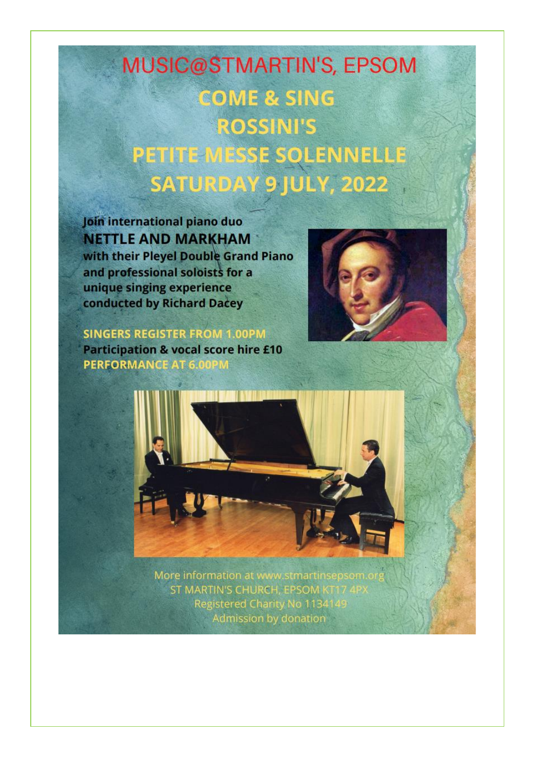# MUSIC@STMARTIN'S, EPSOM

## COME & SING ROSSINI'S PETITE MESSE SOLENNELLE SATURDAY 9 JULY, 2022

**Join international piano duo**
**NETTLE AND MARKHAM**
**with their Pleyel Double Grand Piano and professional soloists for a unique singing experience conducted by Richard Dacey**

**SINGERS REGISTER FROM 1.00PM**
**Participation & vocal score hire £10**
**PERFORMANCE AT 6.00PM**

More information at www.stmartinsepsom.org
ST MARTIN'S CHURCH, EPSOM KT17 4PX
Registered Charity No 1134149
Admission by donation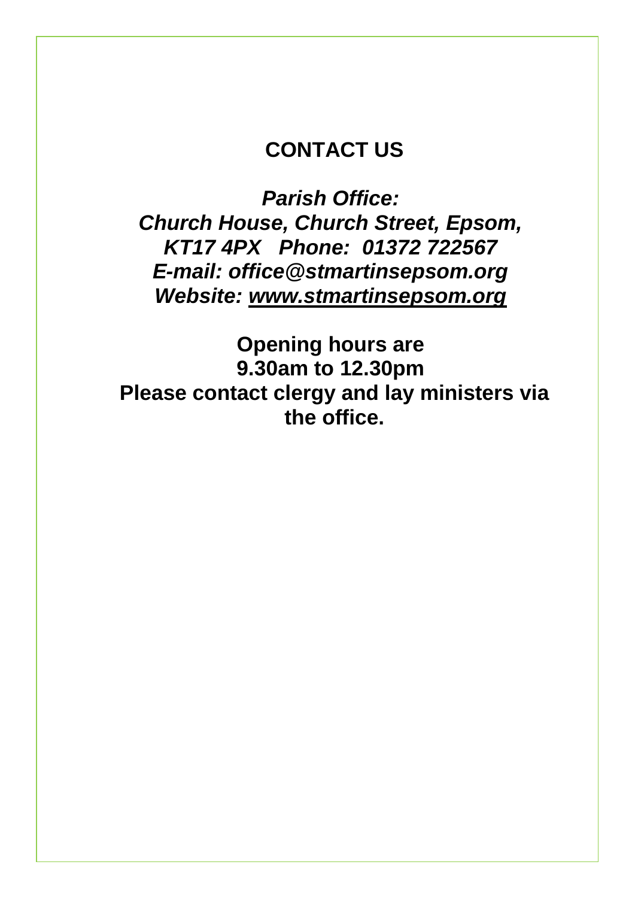## CONTACT US

***Parish Office:***
***Church House, Church Street, Epsom,***
***KT17 4PX   Phone:  01372 722567***
***E-mail: office@stmartinsepsom.org***
***Website: www.stmartinsepsom.org***

**Opening hours are**
**9.30am to 12.30pm**
**Please contact clergy and lay ministers via the office.**